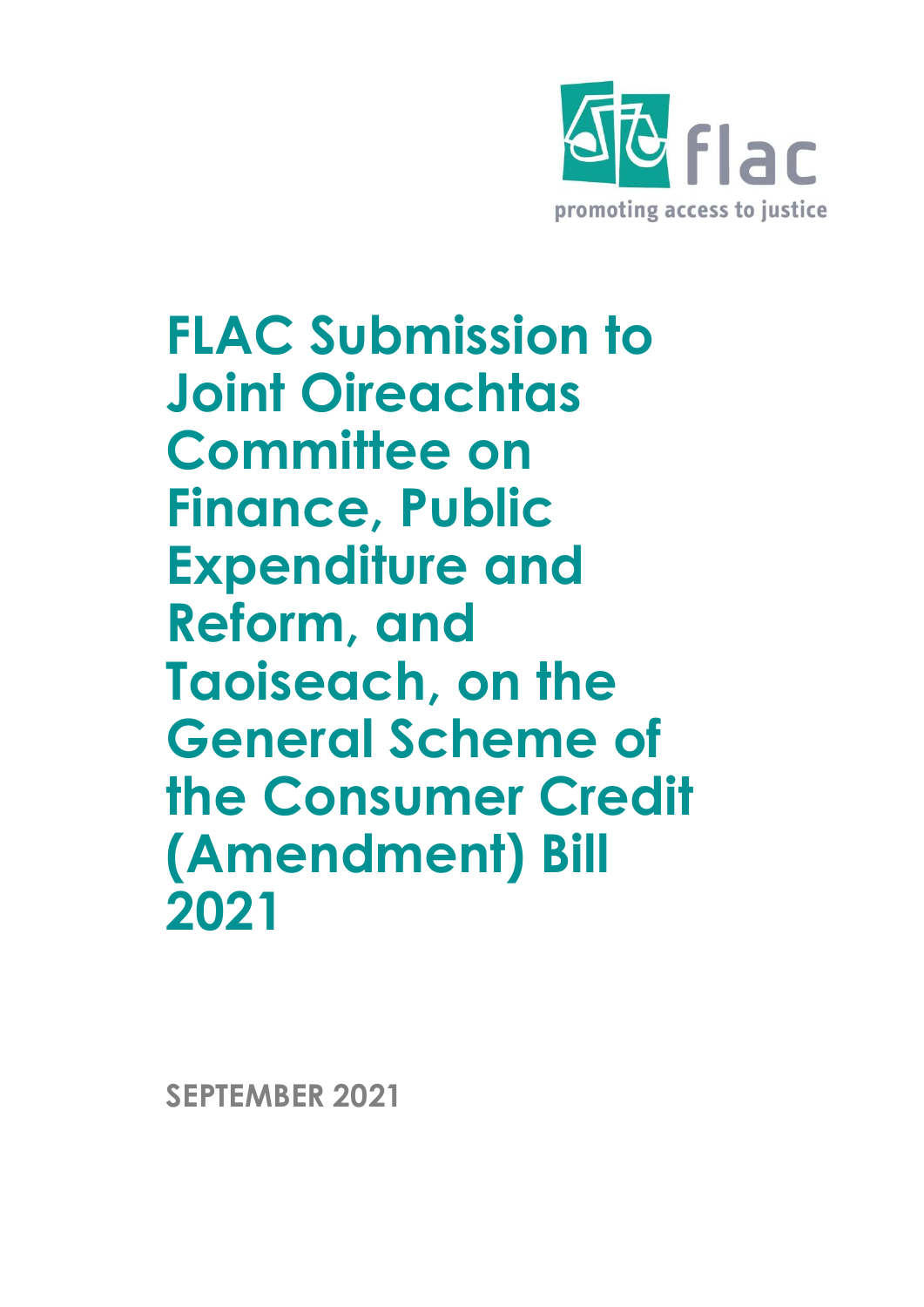flac

promoting access to justice

# FLAC Submission to Joint Oireachtas Committee on Finance, Public Expenditure and Reform, and Taoiseach, on the General Scheme of the Consumer Credit (Amendment) Bill 2021

**SEPTEMBER 2021**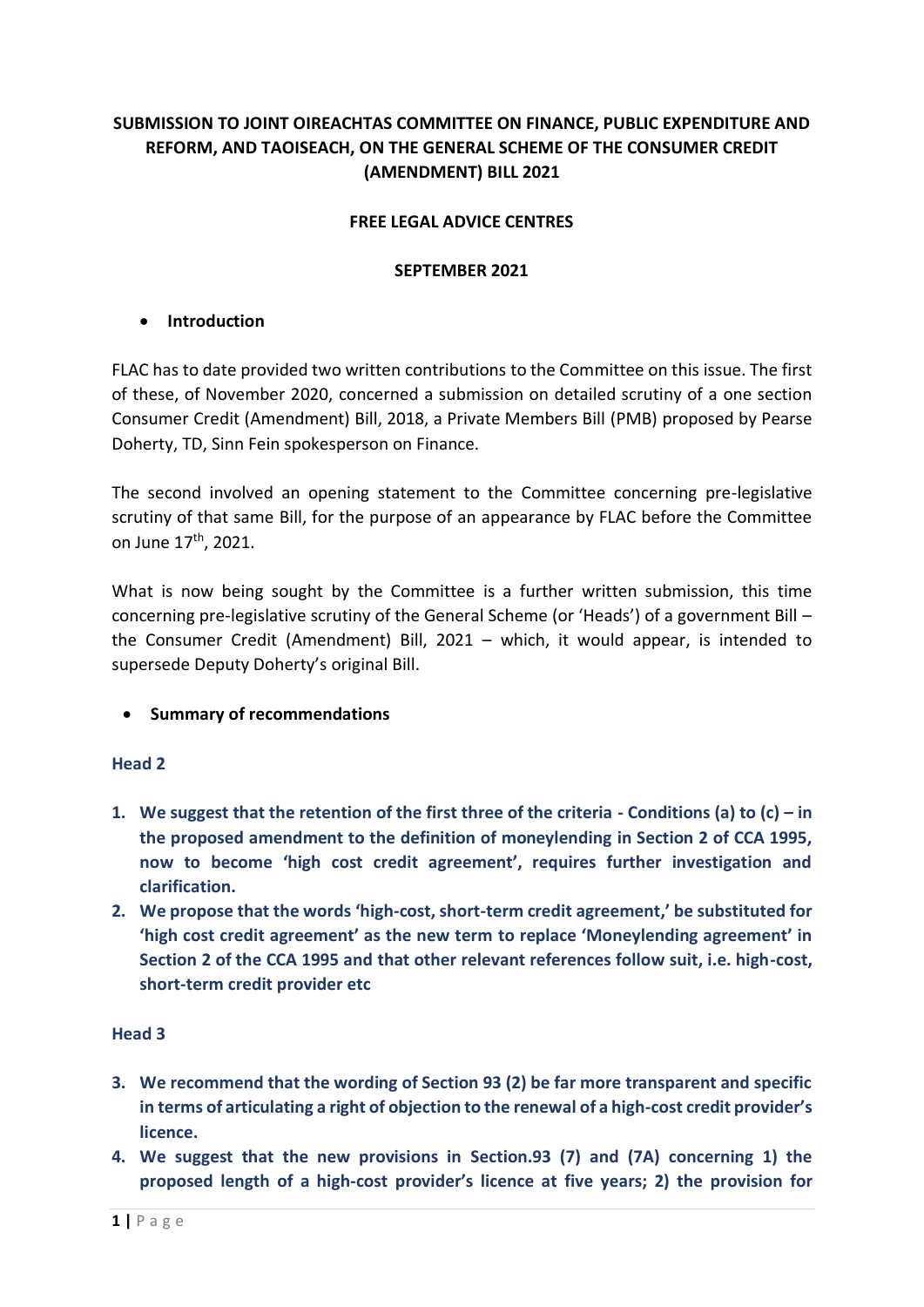**SUBMISSION TO JOINT OIREACHTAS COMMITTEE ON FINANCE, PUBLIC EXPENDITURE AND REFORM, AND TAOISEACH, ON THE GENERAL SCHEME OF THE CONSUMER CREDIT (AMENDMENT) BILL 2021**

**FREE LEGAL ADVICE CENTRES**

**SEPTEMBER 2021**

- **Introduction**

FLAC has to date provided two written contributions to the Committee on this issue. The first of these, of November 2020, concerned a submission on detailed scrutiny of a one section Consumer Credit (Amendment) Bill, 2018, a Private Members Bill (PMB) proposed by Pearse Doherty, TD, Sinn Fein spokesperson on Finance.

The second involved an opening statement to the Committee concerning pre-legislative scrutiny of that same Bill, for the purpose of an appearance by FLAC before the Committee on June 17th, 2021.

What is now being sought by the Committee is a further written submission, this time concerning pre-legislative scrutiny of the General Scheme (or 'Heads') of a government Bill – the Consumer Credit (Amendment) Bill, 2021 – which, it would appear, is intended to supersede Deputy Doherty's original Bill.

- **Summary of recommendations**

**Head 2**

1. **We suggest that the retention of the first three of the criteria - Conditions (a) to (c) – in the proposed amendment to the definition of moneylending in Section 2 of CCA 1995, now to become 'high cost credit agreement', requires further investigation and clarification.**
2. **We propose that the words 'high-cost, short-term credit agreement,' be substituted for 'high cost credit agreement' as the new term to replace 'Moneylending agreement' in Section 2 of the CCA 1995 and that other relevant references follow suit, i.e. high-cost, short-term credit provider etc**

**Head 3**

3. **We recommend that the wording of Section 93 (2) be far more transparent and specific in terms of articulating a right of objection to the renewal of a high-cost credit provider's licence.**
4. **We suggest that the new provisions in Section.93 (7) and (7A) concerning 1) the proposed length of a high-cost provider's licence at five years; 2) the provision for**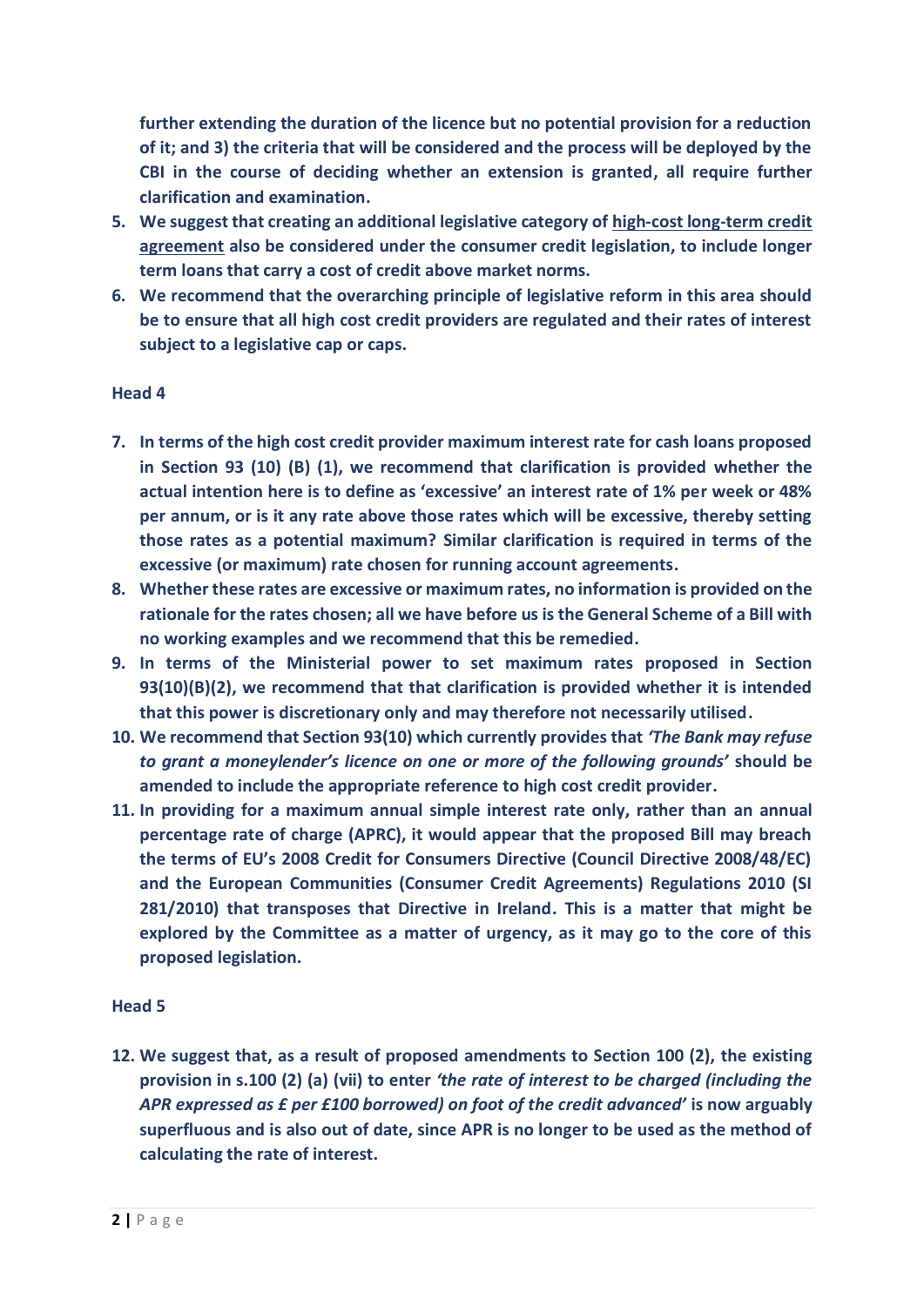**further extending the duration of the licence but no potential provision for a reduction of it; and 3) the criteria that will be considered and the process will be deployed by the CBI in the course of deciding whether an extension is granted, all require further clarification and examination.**

5. **We suggest that creating an additional legislative category of <u>high-cost long-term credit agreement</u> also be considered under the consumer credit legislation, to include longer term loans that carry a cost of credit above market norms.**
6. **We recommend that the overarching principle of legislative reform in this area should be to ensure that all high cost credit providers are regulated and their rates of interest subject to a legislative cap or caps.**

**Head 4**

7. **In terms of the high cost credit provider maximum interest rate for cash loans proposed in Section 93 (10) (B) (1), we recommend that clarification is provided whether the actual intention here is to define as 'excessive' an interest rate of 1% per week or 48% per annum, or is it any rate above those rates which will be excessive, thereby setting those rates as a potential maximum? Similar clarification is required in terms of the excessive (or maximum) rate chosen for running account agreements.**
8. **Whether these rates are excessive or maximum rates, no information is provided on the rationale for the rates chosen; all we have before us is the General Scheme of a Bill with no working examples and we recommend that this be remedied.**
9. **In terms of the Ministerial power to set maximum rates proposed in Section 93(10)(B)(2), we recommend that that clarification is provided whether it is intended that this power is discretionary only and may therefore not necessarily utilised.**
10. **We recommend that Section 93(10) which currently provides that *'The Bank may refuse to grant a moneylender's licence on one or more of the following grounds'* should be amended to include the appropriate reference to high cost credit provider.**
11. **In providing for a maximum annual simple interest rate only, rather than an annual percentage rate of charge (APRC), it would appear that the proposed Bill may breach the terms of EU's 2008 Credit for Consumers Directive (Council Directive 2008/48/EC) and the European Communities (Consumer Credit Agreements) Regulations 2010 (SI 281/2010) that transposes that Directive in Ireland. This is a matter that might be explored by the Committee as a matter of urgency, as it may go to the core of this proposed legislation.**

**Head 5**

12. **We suggest that, as a result of proposed amendments to Section 100 (2), the existing provision in s.100 (2) (a) (vii) to enter *'the rate of interest to be charged (including the APR expressed as £ per £100 borrowed) on foot of the credit advanced'* is now arguably superfluous and is also out of date, since APR is no longer to be used as the method of calculating the rate of interest.**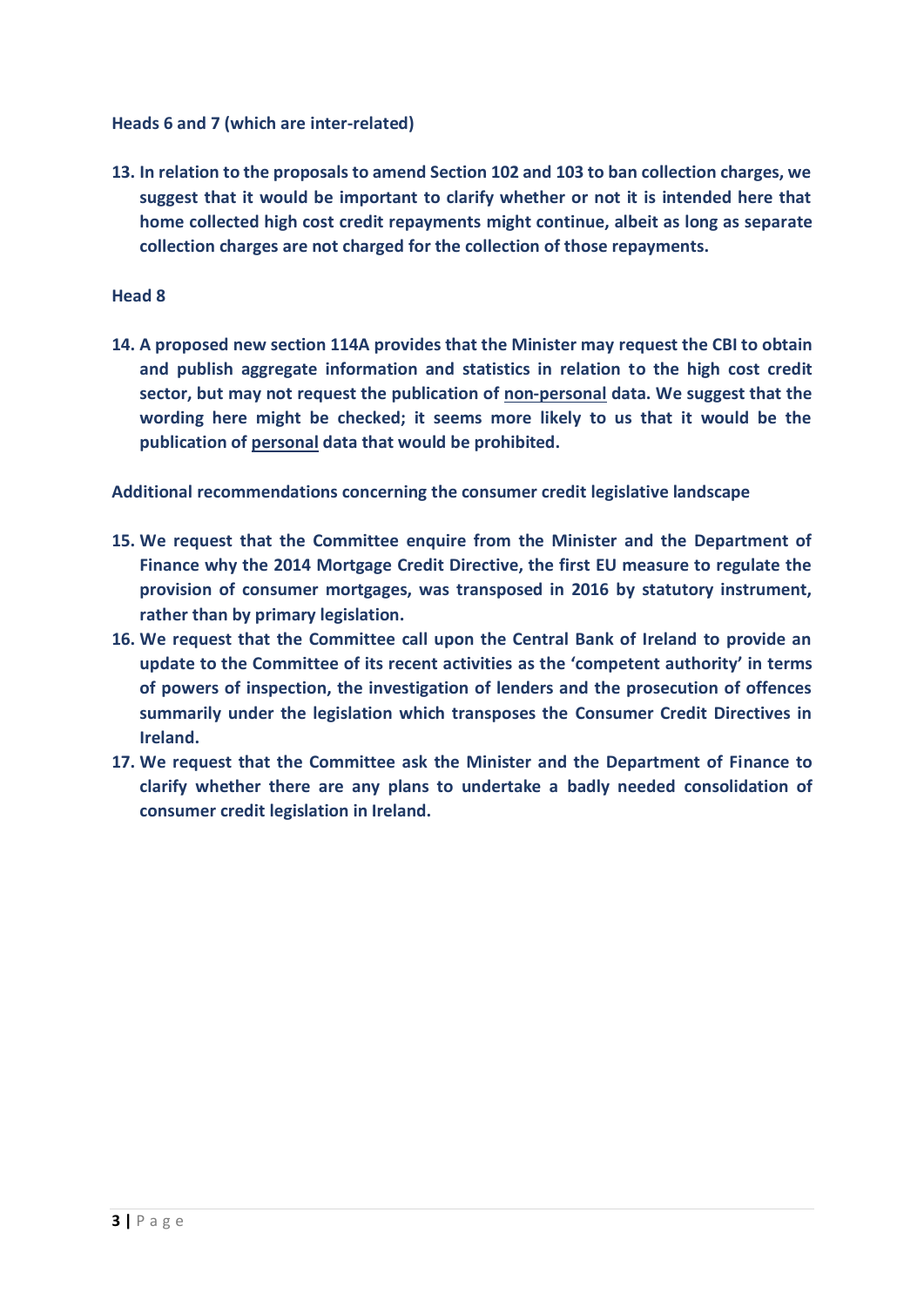**Heads 6 and 7 (which are inter-related)**

13. **In relation to the proposals to amend Section 102 and 103 to ban collection charges, we suggest that it would be important to clarify whether or not it is intended here that home collected high cost credit repayments might continue, albeit as long as separate collection charges are not charged for the collection of those repayments.**

**Head 8**

14. **A proposed new section 114A provides that the Minister may request the CBI to obtain and publish aggregate information and statistics in relation to the high cost credit sector, but may not request the publication of <u>non-personal</u> data. We suggest that the wording here might be checked; it seems more likely to us that it would be the publication of <u>personal</u> data that would be prohibited.**

**Additional recommendations concerning the consumer credit legislative landscape**

15. **We request that the Committee enquire from the Minister and the Department of Finance why the 2014 Mortgage Credit Directive, the first EU measure to regulate the provision of consumer mortgages, was transposed in 2016 by statutory instrument, rather than by primary legislation.**
16. **We request that the Committee call upon the Central Bank of Ireland to provide an update to the Committee of its recent activities as the 'competent authority' in terms of powers of inspection, the investigation of lenders and the prosecution of offences summarily under the legislation which transposes the Consumer Credit Directives in Ireland.**
17. **We request that the Committee ask the Minister and the Department of Finance to clarify whether there are any plans to undertake a badly needed consolidation of consumer credit legislation in Ireland.**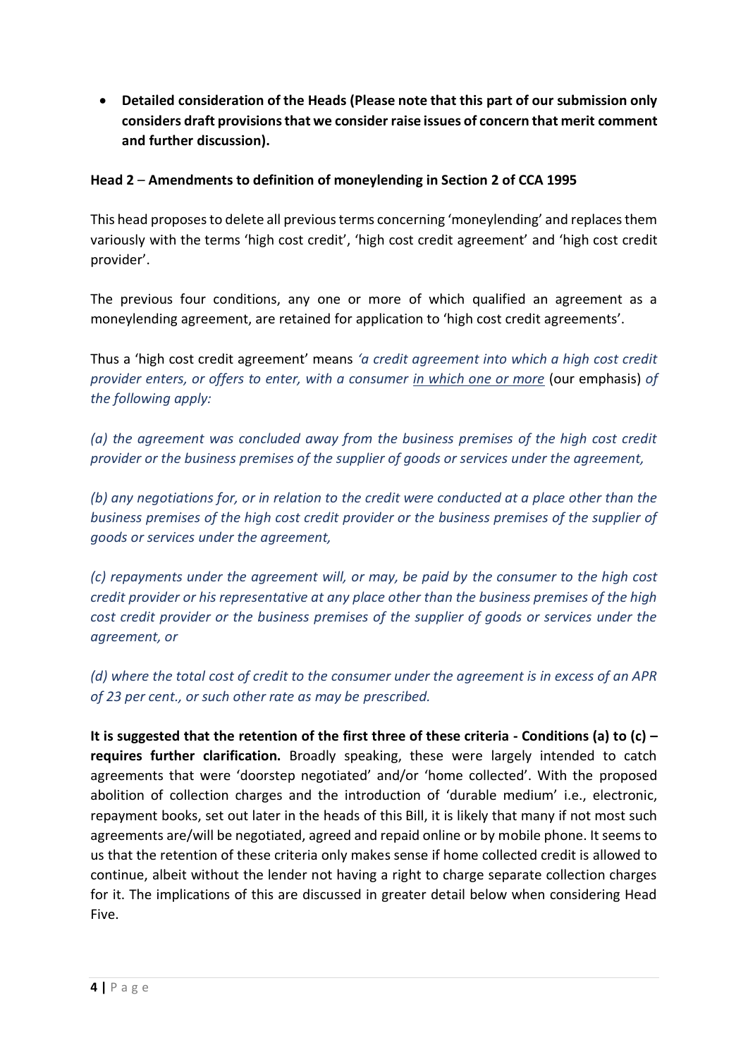- **Detailed consideration of the Heads (Please note that this part of our submission only considers draft provisions that we consider raise issues of concern that merit comment and further discussion).**

**Head 2 – Amendments to definition of moneylending in Section 2 of CCA 1995**

This head proposes to delete all previous terms concerning 'moneylending' and replaces them variously with the terms 'high cost credit', 'high cost credit agreement' and 'high cost credit provider'.

The previous four conditions, any one or more of which qualified an agreement as a moneylending agreement, are retained for application to 'high cost credit agreements'.

Thus a 'high cost credit agreement' means *'a credit agreement into which a high cost credit provider enters, or offers to enter, with a consumer in which one or more* (our emphasis) *of the following apply:*

*(a) the agreement was concluded away from the business premises of the high cost credit provider or the business premises of the supplier of goods or services under the agreement,*

*(b) any negotiations for, or in relation to the credit were conducted at a place other than the business premises of the high cost credit provider or the business premises of the supplier of goods or services under the agreement,*

*(c) repayments under the agreement will, or may, be paid by the consumer to the high cost credit provider or his representative at any place other than the business premises of the high cost credit provider or the business premises of the supplier of goods or services under the agreement, or*

*(d) where the total cost of credit to the consumer under the agreement is in excess of an APR of 23 per cent., or such other rate as may be prescribed.*

**It is suggested that the retention of the first three of these criteria - Conditions (a) to (c) – requires further clarification.** Broadly speaking, these were largely intended to catch agreements that were 'doorstep negotiated' and/or 'home collected'. With the proposed abolition of collection charges and the introduction of 'durable medium' i.e., electronic, repayment books, set out later in the heads of this Bill, it is likely that many if not most such agreements are/will be negotiated, agreed and repaid online or by mobile phone. It seems to us that the retention of these criteria only makes sense if home collected credit is allowed to continue, albeit without the lender not having a right to charge separate collection charges for it. The implications of this are discussed in greater detail below when considering Head Five.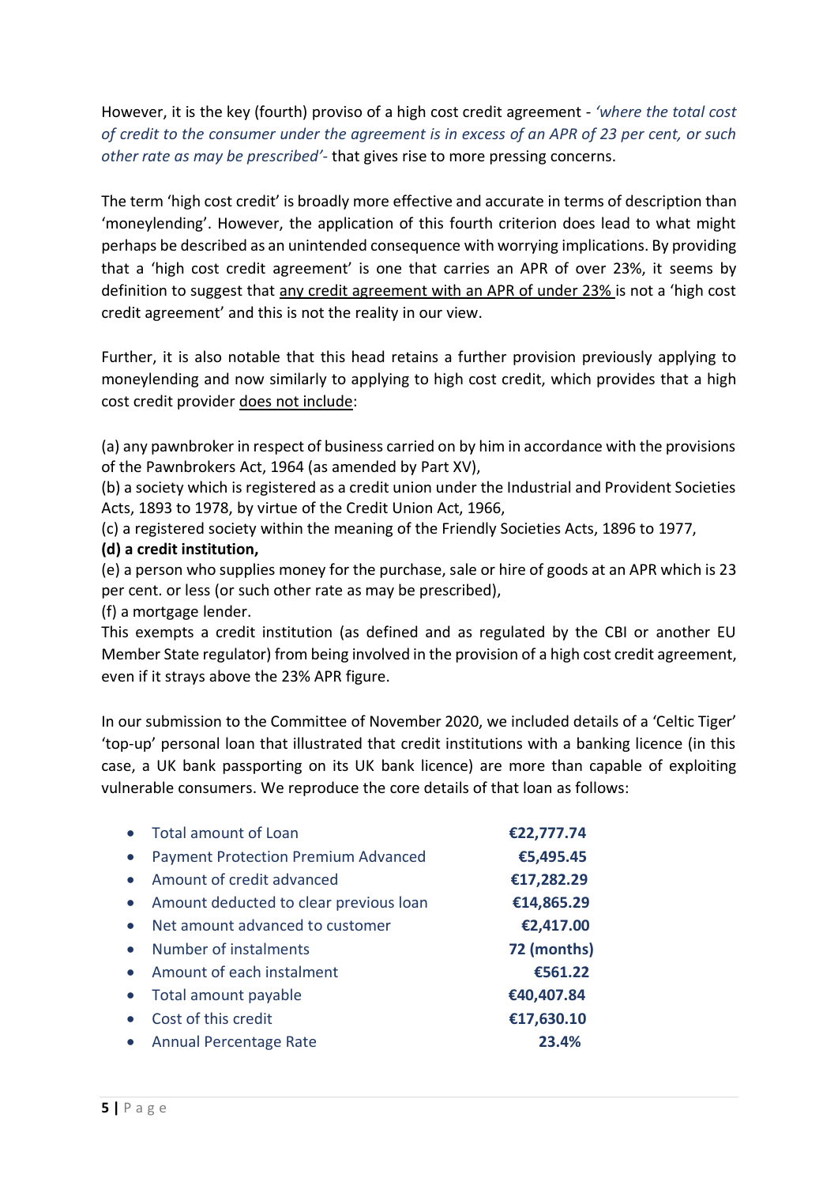However, it is the key (fourth) proviso of a high cost credit agreement - *'where the total cost of credit to the consumer under the agreement is in excess of an APR of 23 per cent, or such other rate as may be prescribed'-* that gives rise to more pressing concerns.

The term 'high cost credit' is broadly more effective and accurate in terms of description than 'moneylending'. However, the application of this fourth criterion does lead to what might perhaps be described as an unintended consequence with worrying implications. By providing that a 'high cost credit agreement' is one that carries an APR of over 23%, it seems by definition to suggest that <u>any credit agreement with an APR of under 23%</u> is not a 'high cost credit agreement' and this is not the reality in our view.

Further, it is also notable that this head retains a further provision previously applying to moneylending and now similarly to applying to high cost credit, which provides that a high cost credit provider <u>does not include</u>:

(a) any pawnbroker in respect of business carried on by him in accordance with the provisions of the Pawnbrokers Act, 1964 (as amended by Part XV),
(b) a society which is registered as a credit union under the Industrial and Provident Societies Acts, 1893 to 1978, by virtue of the Credit Union Act, 1966,
(c) a registered society within the meaning of the Friendly Societies Acts, 1896 to 1977,
**(d) a credit institution,**
(e) a person who supplies money for the purchase, sale or hire of goods at an APR which is 23 per cent. or less (or such other rate as may be prescribed),
(f) a mortgage lender.
This exempts a credit institution (as defined and as regulated by the CBI or another EU Member State regulator) from being involved in the provision of a high cost credit agreement, even if it strays above the 23% APR figure.

In our submission to the Committee of November 2020, we included details of a 'Celtic Tiger' 'top-up' personal loan that illustrated that credit institutions with a banking licence (in this case, a UK bank passporting on its UK bank licence) are more than capable of exploiting vulnerable consumers. We reproduce the core details of that loan as follows:

| | |
|---|---|
| Total amount of Loan | **€22,777.74** |
| Payment Protection Premium Advanced | **€5,495.45** |
| Amount of credit advanced | **€17,282.29** |
| Amount deducted to clear previous loan | **€14,865.29** |
| Net amount advanced to customer | **€2,417.00** |
| Number of instalments | **72 (months)** |
| Amount of each instalment | **€561.22** |
| Total amount payable | **€40,407.84** |
| Cost of this credit | **€17,630.10** |
| Annual Percentage Rate | **23.4%** |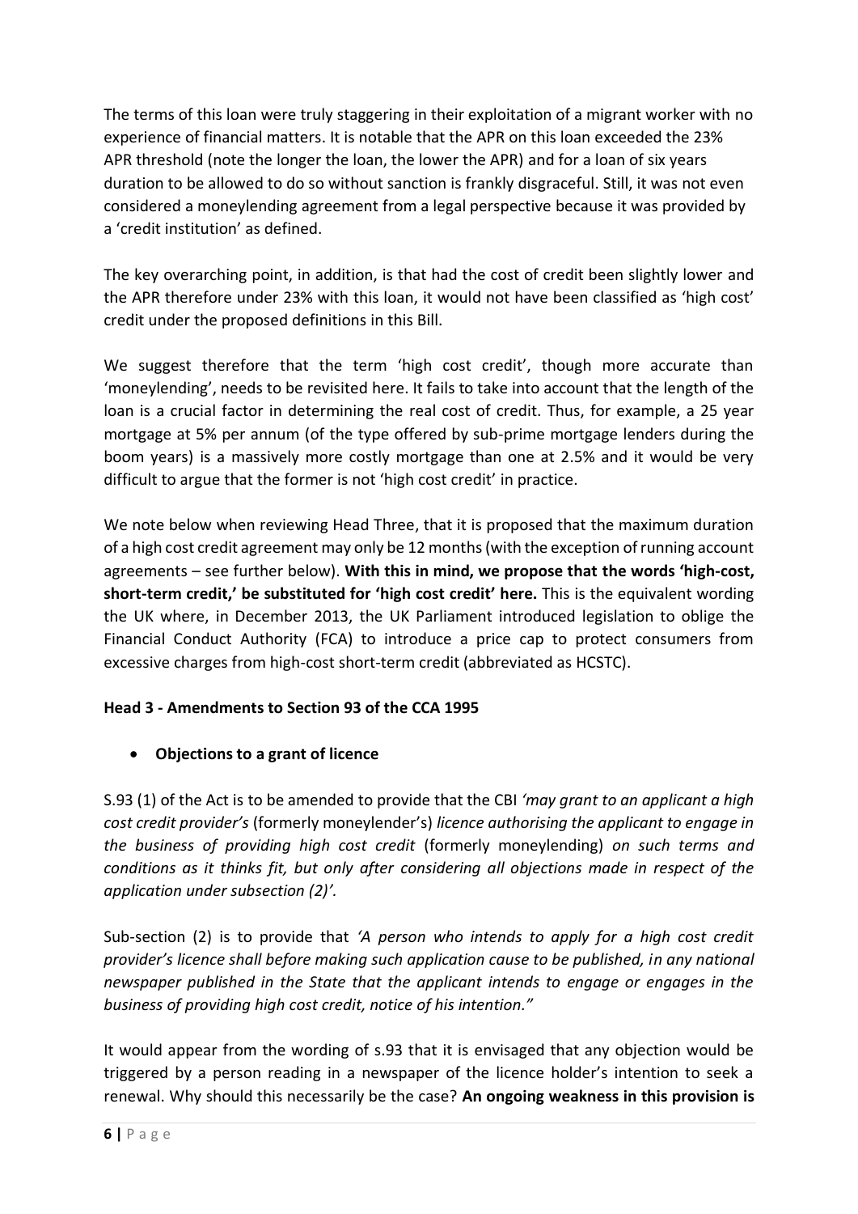The terms of this loan were truly staggering in their exploitation of a migrant worker with no experience of financial matters. It is notable that the APR on this loan exceeded the 23% APR threshold (note the longer the loan, the lower the APR) and for a loan of six years duration to be allowed to do so without sanction is frankly disgraceful. Still, it was not even considered a moneylending agreement from a legal perspective because it was provided by a 'credit institution' as defined.

The key overarching point, in addition, is that had the cost of credit been slightly lower and the APR therefore under 23% with this loan, it would not have been classified as 'high cost' credit under the proposed definitions in this Bill.

We suggest therefore that the term 'high cost credit', though more accurate than 'moneylending', needs to be revisited here. It fails to take into account that the length of the loan is a crucial factor in determining the real cost of credit. Thus, for example, a 25 year mortgage at 5% per annum (of the type offered by sub-prime mortgage lenders during the boom years) is a massively more costly mortgage than one at 2.5% and it would be very difficult to argue that the former is not 'high cost credit' in practice.

We note below when reviewing Head Three, that it is proposed that the maximum duration of a high cost credit agreement may only be 12 months (with the exception of running account agreements – see further below). **With this in mind, we propose that the words 'high-cost, short-term credit,' be substituted for 'high cost credit' here.** This is the equivalent wording the UK where, in December 2013, the UK Parliament introduced legislation to oblige the Financial Conduct Authority (FCA) to introduce a price cap to protect consumers from excessive charges from high-cost short-term credit (abbreviated as HCSTC).

### Head 3 - Amendments to Section 93 of the CCA 1995

- **Objections to a grant of licence**

S.93 (1) of the Act is to be amended to provide that the CBI *'may grant to an applicant a high cost credit provider's* (formerly moneylender's) *licence authorising the applicant to engage in the business of providing high cost credit* (formerly moneylending) *on such terms and conditions as it thinks fit, but only after considering all objections made in respect of the application under subsection (2)'.*

Sub-section (2) is to provide that *'A person who intends to apply for a high cost credit provider's licence shall before making such application cause to be published, in any national newspaper published in the State that the applicant intends to engage or engages in the business of providing high cost credit, notice of his intention."*

It would appear from the wording of s.93 that it is envisaged that any objection would be triggered by a person reading in a newspaper of the licence holder's intention to seek a renewal. Why should this necessarily be the case? **An ongoing weakness in this provision is**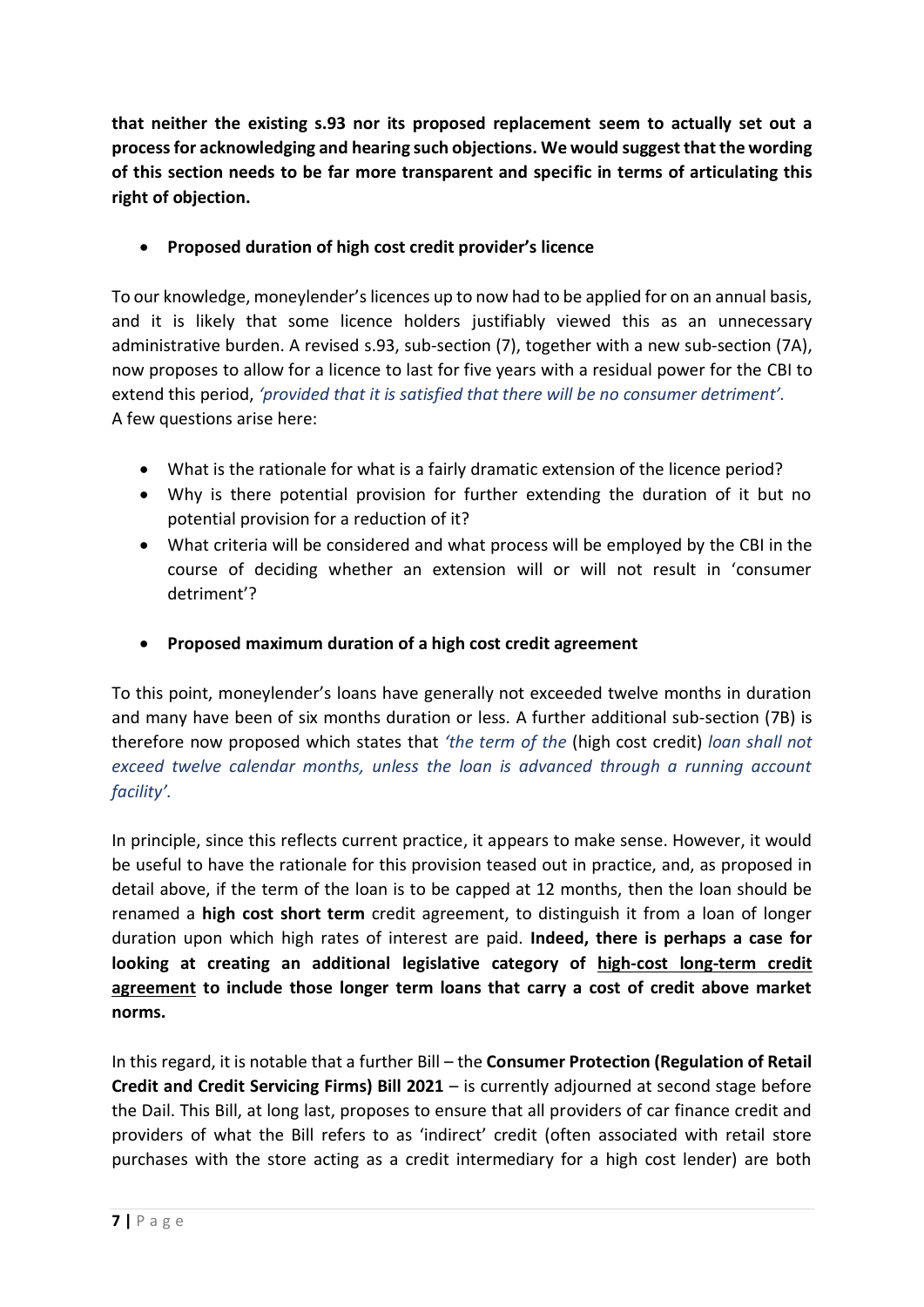**that neither the existing s.93 nor its proposed replacement seem to actually set out a process for acknowledging and hearing such objections. We would suggest that the wording of this section needs to be far more transparent and specific in terms of articulating this right of objection.**

- **Proposed duration of high cost credit provider's licence**

To our knowledge, moneylender's licences up to now had to be applied for on an annual basis, and it is likely that some licence holders justifiably viewed this as an unnecessary administrative burden. A revised s.93, sub-section (7), together with a new sub-section (7A), now proposes to allow for a licence to last for five years with a residual power for the CBI to extend this period, *'provided that it is satisfied that there will be no consumer detriment'.*
A few questions arise here:

- What is the rationale for what is a fairly dramatic extension of the licence period?
- Why is there potential provision for further extending the duration of it but no potential provision for a reduction of it?
- What criteria will be considered and what process will be employed by the CBI in the course of deciding whether an extension will or will not result in 'consumer detriment'?

- **Proposed maximum duration of a high cost credit agreement**

To this point, moneylender's loans have generally not exceeded twelve months in duration and many have been of six months duration or less. A further additional sub-section (7B) is therefore now proposed which states that *'the term of the* (high cost credit) *loan shall not exceed twelve calendar months, unless the loan is advanced through a running account facility'.*

In principle, since this reflects current practice, it appears to make sense. However, it would be useful to have the rationale for this provision teased out in practice, and, as proposed in detail above, if the term of the loan is to be capped at 12 months, then the loan should be renamed a **high cost short term** credit agreement, to distinguish it from a loan of longer duration upon which high rates of interest are paid. **Indeed, there is perhaps a case for looking at creating an additional legislative category of <u>high-cost long-term credit agreement</u> to include those longer term loans that carry a cost of credit above market norms.**

In this regard, it is notable that a further Bill – the **Consumer Protection (Regulation of Retail Credit and Credit Servicing Firms) Bill 2021** – is currently adjourned at second stage before the Dail. This Bill, at long last, proposes to ensure that all providers of car finance credit and providers of what the Bill refers to as 'indirect' credit (often associated with retail store purchases with the store acting as a credit intermediary for a high cost lender) are both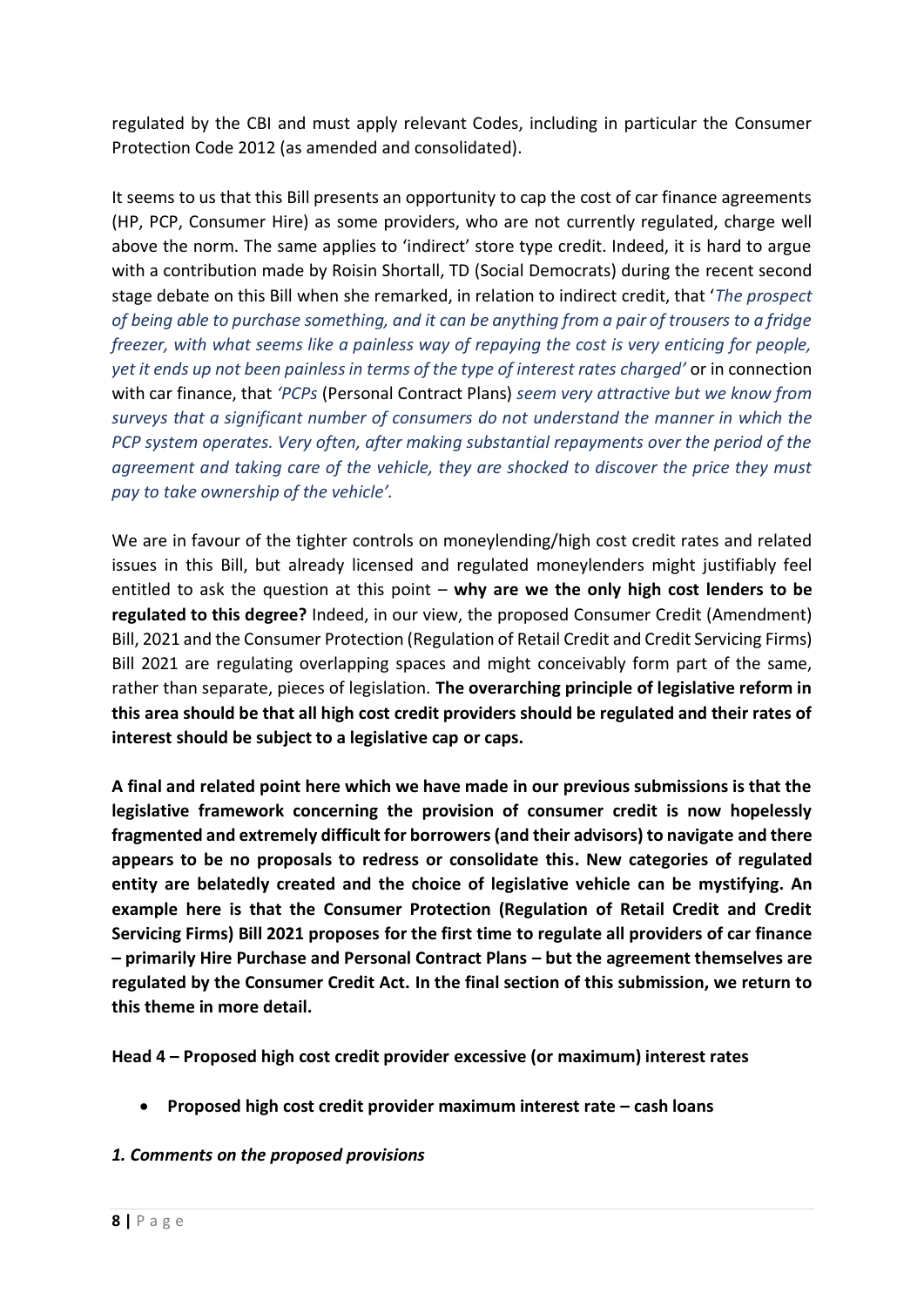regulated by the CBI and must apply relevant Codes, including in particular the Consumer Protection Code 2012 (as amended and consolidated).

It seems to us that this Bill presents an opportunity to cap the cost of car finance agreements (HP, PCP, Consumer Hire) as some providers, who are not currently regulated, charge well above the norm. The same applies to 'indirect' store type credit. Indeed, it is hard to argue with a contribution made by Roisin Shortall, TD (Social Democrats) during the recent second stage debate on this Bill when she remarked, in relation to indirect credit, that '*The prospect of being able to purchase something, and it can be anything from a pair of trousers to a fridge freezer, with what seems like a painless way of repaying the cost is very enticing for people, yet it ends up not been painless in terms of the type of interest rates charged'* or in connection with car finance, that *'PCPs* (Personal Contract Plans) *seem very attractive but we know from surveys that a significant number of consumers do not understand the manner in which the PCP system operates. Very often, after making substantial repayments over the period of the agreement and taking care of the vehicle, they are shocked to discover the price they must pay to take ownership of the vehicle'.*

We are in favour of the tighter controls on moneylending/high cost credit rates and related issues in this Bill, but already licensed and regulated moneylenders might justifiably feel entitled to ask the question at this point – **why are we the only high cost lenders to be regulated to this degree?** Indeed, in our view, the proposed Consumer Credit (Amendment) Bill, 2021 and the Consumer Protection (Regulation of Retail Credit and Credit Servicing Firms) Bill 2021 are regulating overlapping spaces and might conceivably form part of the same, rather than separate, pieces of legislation. **The overarching principle of legislative reform in this area should be that all high cost credit providers should be regulated and their rates of interest should be subject to a legislative cap or caps.**

**A final and related point here which we have made in our previous submissions is that the legislative framework concerning the provision of consumer credit is now hopelessly fragmented and extremely difficult for borrowers (and their advisors) to navigate and there appears to be no proposals to redress or consolidate this. New categories of regulated entity are belatedly created and the choice of legislative vehicle can be mystifying. An example here is that the Consumer Protection (Regulation of Retail Credit and Credit Servicing Firms) Bill 2021 proposes for the first time to regulate all providers of car finance – primarily Hire Purchase and Personal Contract Plans – but the agreement themselves are regulated by the Consumer Credit Act. In the final section of this submission, we return to this theme in more detail.**

**Head 4 – Proposed high cost credit provider excessive (or maximum) interest rates**

- **Proposed high cost credit provider maximum interest rate – cash loans**

***1. Comments on the proposed provisions***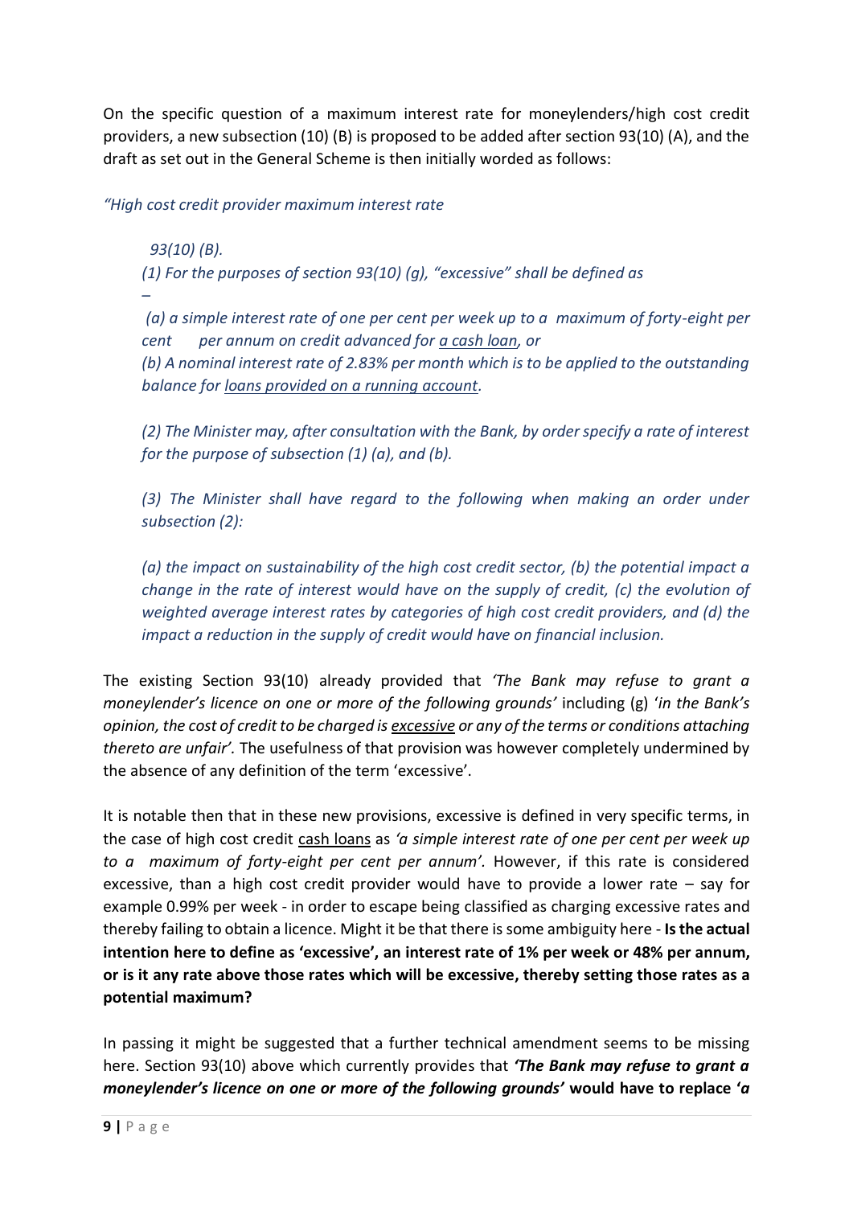On the specific question of a maximum interest rate for moneylenders/high cost credit providers, a new subsection (10) (B) is proposed to be added after section 93(10) (A), and the draft as set out in the General Scheme is then initially worded as follows:

*"High cost credit provider maximum interest rate*

> *93(10) (B).*
>
> *(1) For the purposes of section 93(10) (g), "excessive" shall be defined as –*
>
> *(a) a simple interest rate of one per cent per week up to a maximum of forty-eight per cent per annum on credit advanced for a cash loan, or*
>
> *(b) A nominal interest rate of 2.83% per month which is to be applied to the outstanding balance for loans provided on a running account.*
>
> *(2) The Minister may, after consultation with the Bank, by order specify a rate of interest for the purpose of subsection (1) (a), and (b).*
>
> *(3) The Minister shall have regard to the following when making an order under subsection (2):*
>
> *(a) the impact on sustainability of the high cost credit sector, (b) the potential impact a change in the rate of interest would have on the supply of credit, (c) the evolution of weighted average interest rates by categories of high cost credit providers, and (d) the impact a reduction in the supply of credit would have on financial inclusion.*

The existing Section 93(10) already provided that *'The Bank may refuse to grant a moneylender's licence on one or more of the following grounds'* including (g) '*in the Bank's opinion, the cost of credit to be charged is excessive or any of the terms or conditions attaching thereto are unfair'.* The usefulness of that provision was however completely undermined by the absence of any definition of the term 'excessive'.

It is notable then that in these new provisions, excessive is defined in very specific terms, in the case of high cost credit cash loans as *'a simple interest rate of one per cent per week up to a maximum of forty-eight per cent per annum'.* However, if this rate is considered excessive, than a high cost credit provider would have to provide a lower rate – say for example 0.99% per week - in order to escape being classified as charging excessive rates and thereby failing to obtain a licence. Might it be that there is some ambiguity here - **Is the actual intention here to define as 'excessive', an interest rate of 1% per week or 48% per annum, or is it any rate above those rates which will be excessive, thereby setting those rates as a potential maximum?**

In passing it might be suggested that a further technical amendment seems to be missing here. Section 93(10) above which currently provides that ***'The Bank may refuse to grant a moneylender's licence on one or more of the following grounds'*** **would have to replace '*a***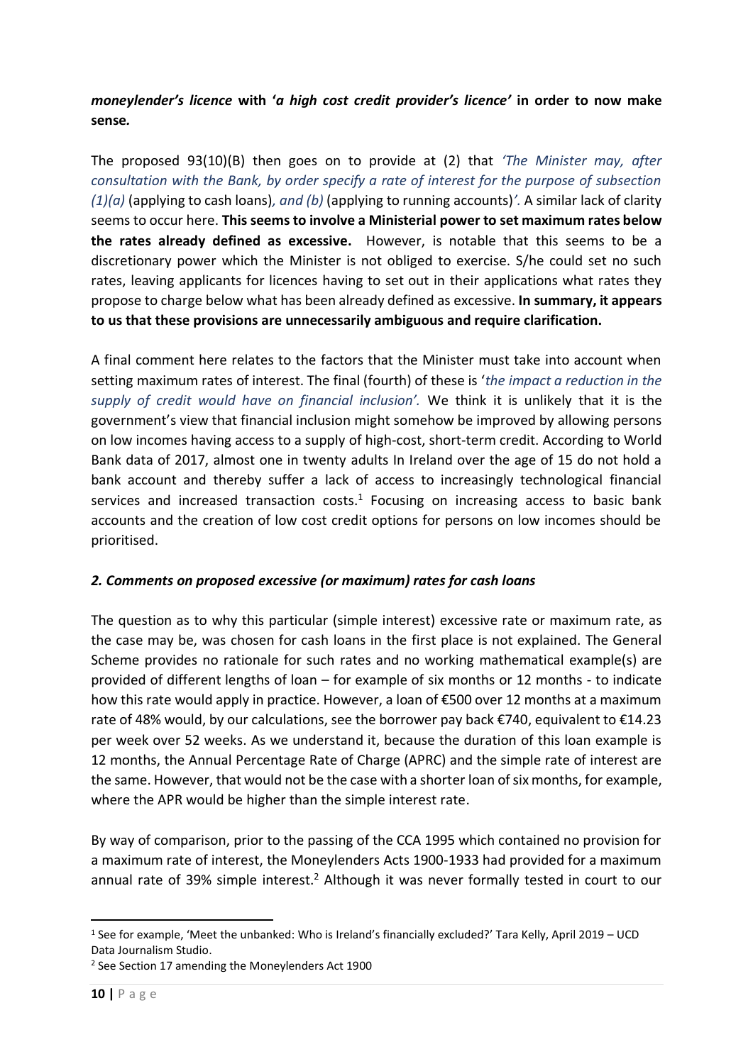***moneylender's licence*** **with '*a high cost credit provider's licence'* in order to now make sense.**

The proposed 93(10)(B) then goes on to provide at (2) that *'The Minister may, after consultation with the Bank, by order specify a rate of interest for the purpose of subsection (1)(a)* (applying to cash loans)*, and (b)* (applying to running accounts)*'.* A similar lack of clarity seems to occur here. **This seems to involve a Ministerial power to set maximum rates below the rates already defined as excessive.** However, is notable that this seems to be a discretionary power which the Minister is not obliged to exercise. S/he could set no such rates, leaving applicants for licences having to set out in their applications what rates they propose to charge below what has been already defined as excessive. **In summary, it appears to us that these provisions are unnecessarily ambiguous and require clarification.**

A final comment here relates to the factors that the Minister must take into account when setting maximum rates of interest. The final (fourth) of these is '*the impact a reduction in the supply of credit would have on financial inclusion'.* We think it is unlikely that it is the government's view that financial inclusion might somehow be improved by allowing persons on low incomes having access to a supply of high-cost, short-term credit. According to World Bank data of 2017, almost one in twenty adults In Ireland over the age of 15 do not hold a bank account and thereby suffer a lack of access to increasingly technological financial services and increased transaction costs.[1] Focusing on increasing access to basic bank accounts and the creation of low cost credit options for persons on low incomes should be prioritised.

### *2. Comments on proposed excessive (or maximum) rates for cash loans*

The question as to why this particular (simple interest) excessive rate or maximum rate, as the case may be, was chosen for cash loans in the first place is not explained. The General Scheme provides no rationale for such rates and no working mathematical example(s) are provided of different lengths of loan – for example of six months or 12 months - to indicate how this rate would apply in practice. However, a loan of €500 over 12 months at a maximum rate of 48% would, by our calculations, see the borrower pay back €740, equivalent to €14.23 per week over 52 weeks. As we understand it, because the duration of this loan example is 12 months, the Annual Percentage Rate of Charge (APRC) and the simple rate of interest are the same. However, that would not be the case with a shorter loan of six months, for example, where the APR would be higher than the simple interest rate.

By way of comparison, prior to the passing of the CCA 1995 which contained no provision for a maximum rate of interest, the Moneylenders Acts 1900-1933 had provided for a maximum annual rate of 39% simple interest.[2] Although it was never formally tested in court to our

---

[1] See for example, 'Meet the unbanked: Who is Ireland's financially excluded?' Tara Kelly, April 2019 – UCD Data Journalism Studio.

[2] See Section 17 amending the Moneylenders Act 1900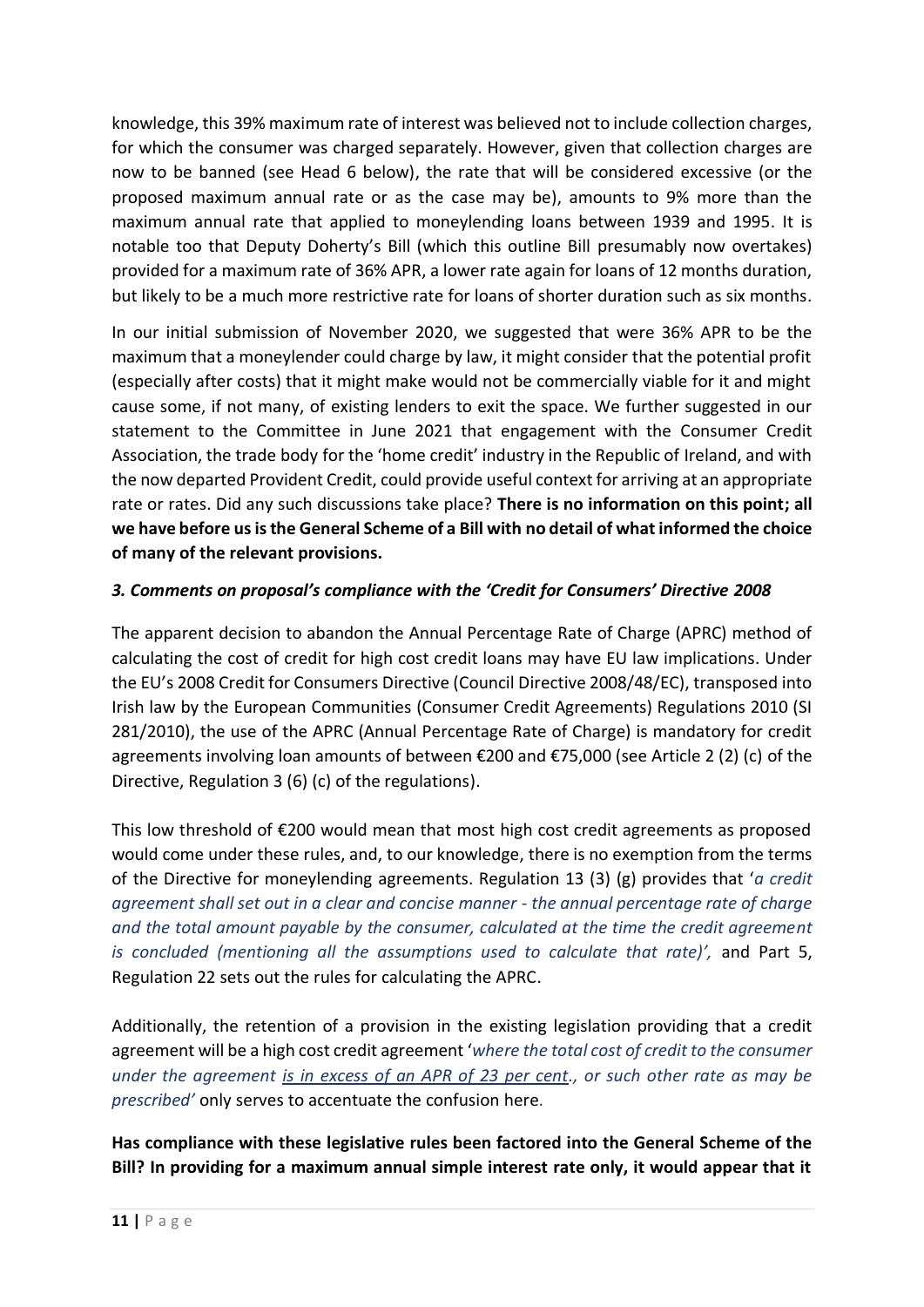knowledge, this 39% maximum rate of interest was believed not to include collection charges, for which the consumer was charged separately. However, given that collection charges are now to be banned (see Head 6 below), the rate that will be considered excessive (or the proposed maximum annual rate or as the case may be), amounts to 9% more than the maximum annual rate that applied to moneylending loans between 1939 and 1995. It is notable too that Deputy Doherty's Bill (which this outline Bill presumably now overtakes) provided for a maximum rate of 36% APR, a lower rate again for loans of 12 months duration, but likely to be a much more restrictive rate for loans of shorter duration such as six months.

In our initial submission of November 2020, we suggested that were 36% APR to be the maximum that a moneylender could charge by law, it might consider that the potential profit (especially after costs) that it might make would not be commercially viable for it and might cause some, if not many, of existing lenders to exit the space. We further suggested in our statement to the Committee in June 2021 that engagement with the Consumer Credit Association, the trade body for the 'home credit' industry in the Republic of Ireland, and with the now departed Provident Credit, could provide useful context for arriving at an appropriate rate or rates. Did any such discussions take place? **There is no information on this point; all we have before us is the General Scheme of a Bill with no detail of what informed the choice of many of the relevant provisions.**

### *3. Comments on proposal's compliance with the 'Credit for Consumers' Directive 2008*

The apparent decision to abandon the Annual Percentage Rate of Charge (APRC) method of calculating the cost of credit for high cost credit loans may have EU law implications. Under the EU's 2008 Credit for Consumers Directive (Council Directive 2008/48/EC), transposed into Irish law by the European Communities (Consumer Credit Agreements) Regulations 2010 (SI 281/2010), the use of the APRC (Annual Percentage Rate of Charge) is mandatory for credit agreements involving loan amounts of between €200 and €75,000 (see Article 2 (2) (c) of the Directive, Regulation 3 (6) (c) of the regulations).

This low threshold of €200 would mean that most high cost credit agreements as proposed would come under these rules, and, to our knowledge, there is no exemption from the terms of the Directive for moneylending agreements. Regulation 13 (3) (g) provides that '*a credit agreement shall set out in a clear and concise manner - the annual percentage rate of charge and the total amount payable by the consumer, calculated at the time the credit agreement is concluded (mentioning all the assumptions used to calculate that rate)',* and Part 5, Regulation 22 sets out the rules for calculating the APRC.

Additionally, the retention of a provision in the existing legislation providing that a credit agreement will be a high cost credit agreement '*where the total cost of credit to the consumer under the agreement is in excess of an APR of 23 per cent., or such other rate as may be prescribed'* only serves to accentuate the confusion here.

**Has compliance with these legislative rules been factored into the General Scheme of the Bill? In providing for a maximum annual simple interest rate only, it would appear that it**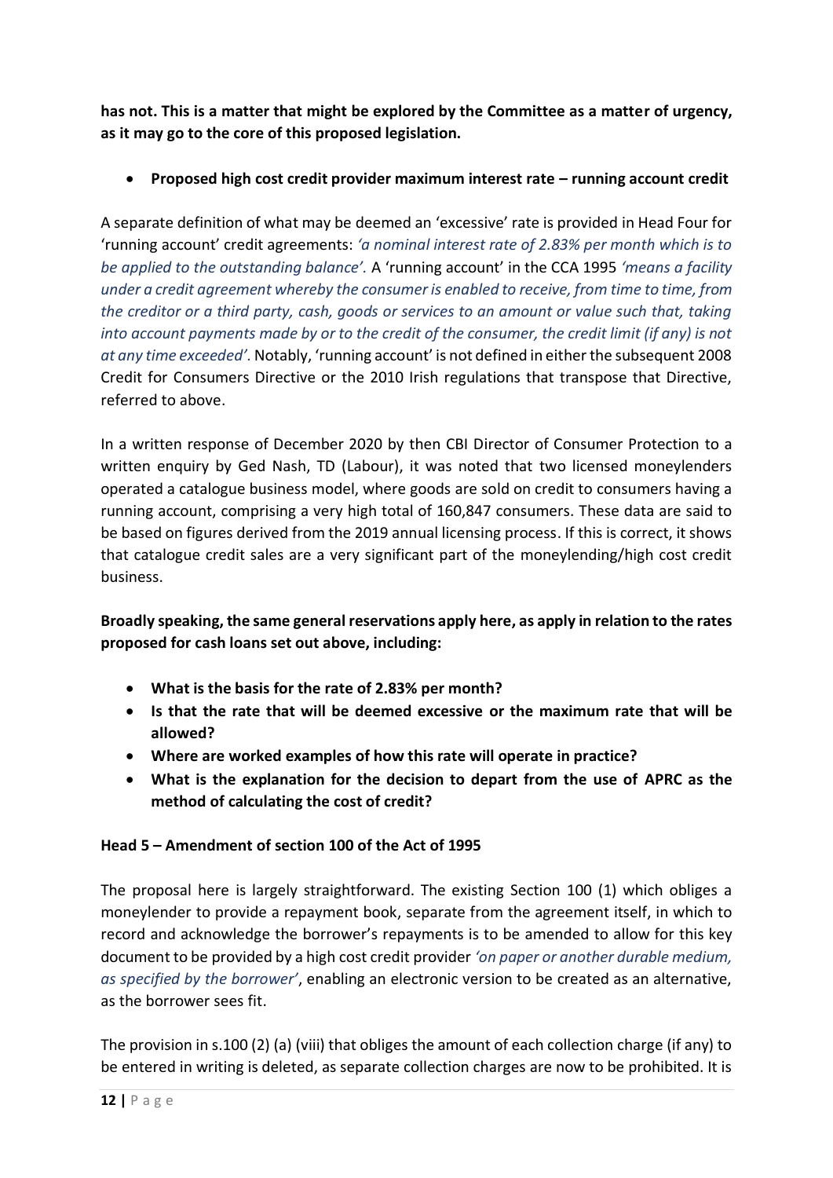**has not. This is a matter that might be explored by the Committee as a matter of urgency, as it may go to the core of this proposed legislation.**

- **Proposed high cost credit provider maximum interest rate – running account credit**

A separate definition of what may be deemed an 'excessive' rate is provided in Head Four for 'running account' credit agreements: *'a nominal interest rate of 2.83% per month which is to be applied to the outstanding balance'.* A 'running account' in the CCA 1995 *'means a facility under a credit agreement whereby the consumer is enabled to receive, from time to time, from the creditor or a third party, cash, goods or services to an amount or value such that, taking into account payments made by or to the credit of the consumer, the credit limit (if any) is not at any time exceeded'.* Notably, 'running account' is not defined in either the subsequent 2008 Credit for Consumers Directive or the 2010 Irish regulations that transpose that Directive, referred to above.

In a written response of December 2020 by then CBI Director of Consumer Protection to a written enquiry by Ged Nash, TD (Labour), it was noted that two licensed moneylenders operated a catalogue business model, where goods are sold on credit to consumers having a running account, comprising a very high total of 160,847 consumers. These data are said to be based on figures derived from the 2019 annual licensing process. If this is correct, it shows that catalogue credit sales are a very significant part of the moneylending/high cost credit business.

**Broadly speaking, the same general reservations apply here, as apply in relation to the rates proposed for cash loans set out above, including:**

- **What is the basis for the rate of 2.83% per month?**
- **Is that the rate that will be deemed excessive or the maximum rate that will be allowed?**
- **Where are worked examples of how this rate will operate in practice?**
- **What is the explanation for the decision to depart from the use of APRC as the method of calculating the cost of credit?**

**Head 5 – Amendment of section 100 of the Act of 1995**

The proposal here is largely straightforward. The existing Section 100 (1) which obliges a moneylender to provide a repayment book, separate from the agreement itself, in which to record and acknowledge the borrower's repayments is to be amended to allow for this key document to be provided by a high cost credit provider *'on paper or another durable medium, as specified by the borrower'*, enabling an electronic version to be created as an alternative, as the borrower sees fit.

The provision in s.100 (2) (a) (viii) that obliges the amount of each collection charge (if any) to be entered in writing is deleted, as separate collection charges are now to be prohibited. It is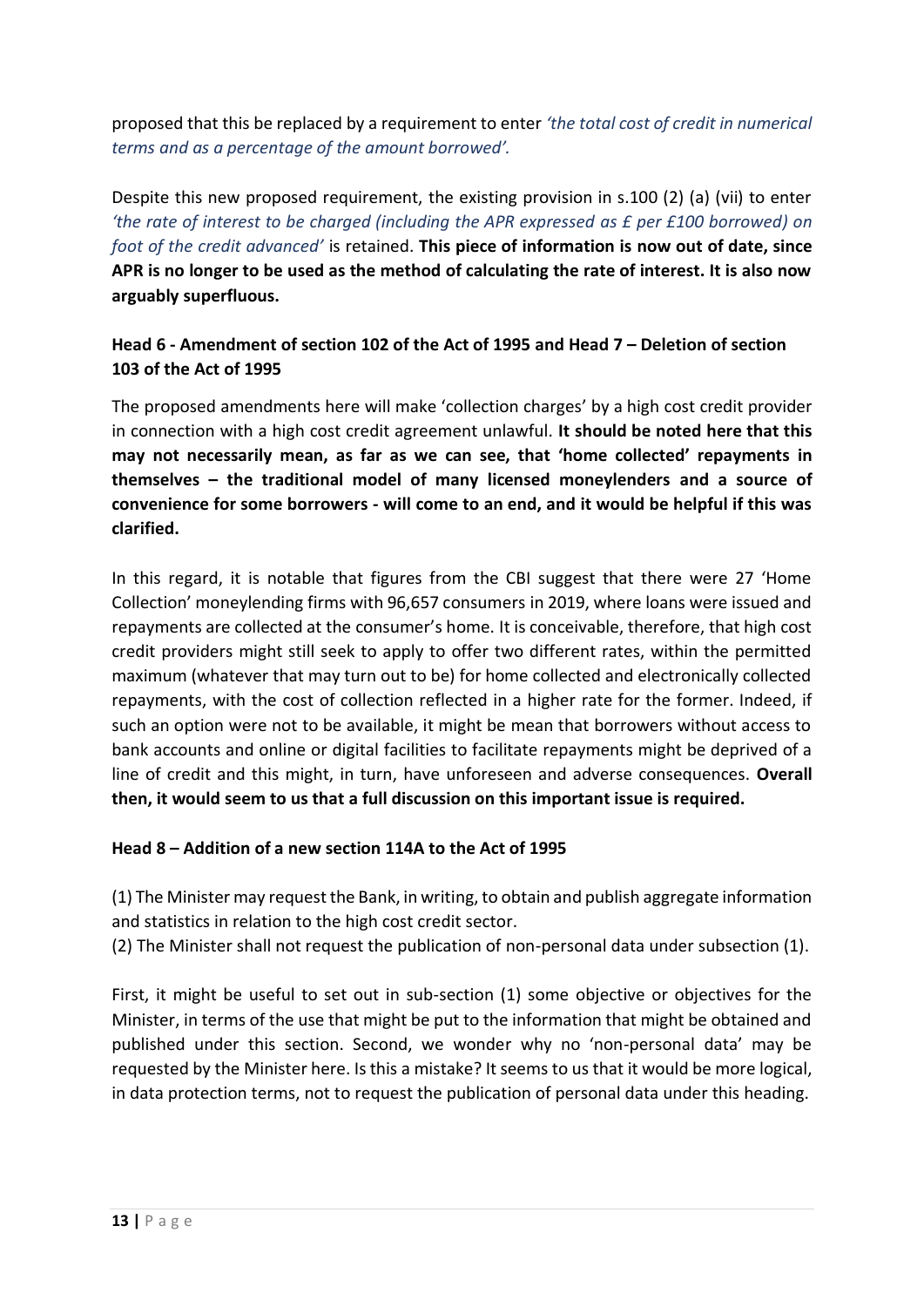proposed that this be replaced by a requirement to enter *'the total cost of credit in numerical terms and as a percentage of the amount borrowed'.*

Despite this new proposed requirement, the existing provision in s.100 (2) (a) (vii) to enter *'the rate of interest to be charged (including the APR expressed as £ per £100 borrowed) on foot of the credit advanced'* is retained. **This piece of information is now out of date, since APR is no longer to be used as the method of calculating the rate of interest. It is also now arguably superfluous.**

### Head 6 - Amendment of section 102 of the Act of 1995 and Head 7 – Deletion of section 103 of the Act of 1995

The proposed amendments here will make 'collection charges' by a high cost credit provider in connection with a high cost credit agreement unlawful. **It should be noted here that this may not necessarily mean, as far as we can see, that 'home collected' repayments in themselves – the traditional model of many licensed moneylenders and a source of convenience for some borrowers - will come to an end, and it would be helpful if this was clarified.**

In this regard, it is notable that figures from the CBI suggest that there were 27 'Home Collection' moneylending firms with 96,657 consumers in 2019, where loans were issued and repayments are collected at the consumer's home. It is conceivable, therefore, that high cost credit providers might still seek to apply to offer two different rates, within the permitted maximum (whatever that may turn out to be) for home collected and electronically collected repayments, with the cost of collection reflected in a higher rate for the former. Indeed, if such an option were not to be available, it might be mean that borrowers without access to bank accounts and online or digital facilities to facilitate repayments might be deprived of a line of credit and this might, in turn, have unforeseen and adverse consequences. **Overall then, it would seem to us that a full discussion on this important issue is required.**

### Head 8 – Addition of a new section 114A to the Act of 1995

(1) The Minister may request the Bank, in writing, to obtain and publish aggregate information and statistics in relation to the high cost credit sector.
(2) The Minister shall not request the publication of non-personal data under subsection (1).

First, it might be useful to set out in sub-section (1) some objective or objectives for the Minister, in terms of the use that might be put to the information that might be obtained and published under this section. Second, we wonder why no 'non-personal data' may be requested by the Minister here. Is this a mistake? It seems to us that it would be more logical, in data protection terms, not to request the publication of personal data under this heading.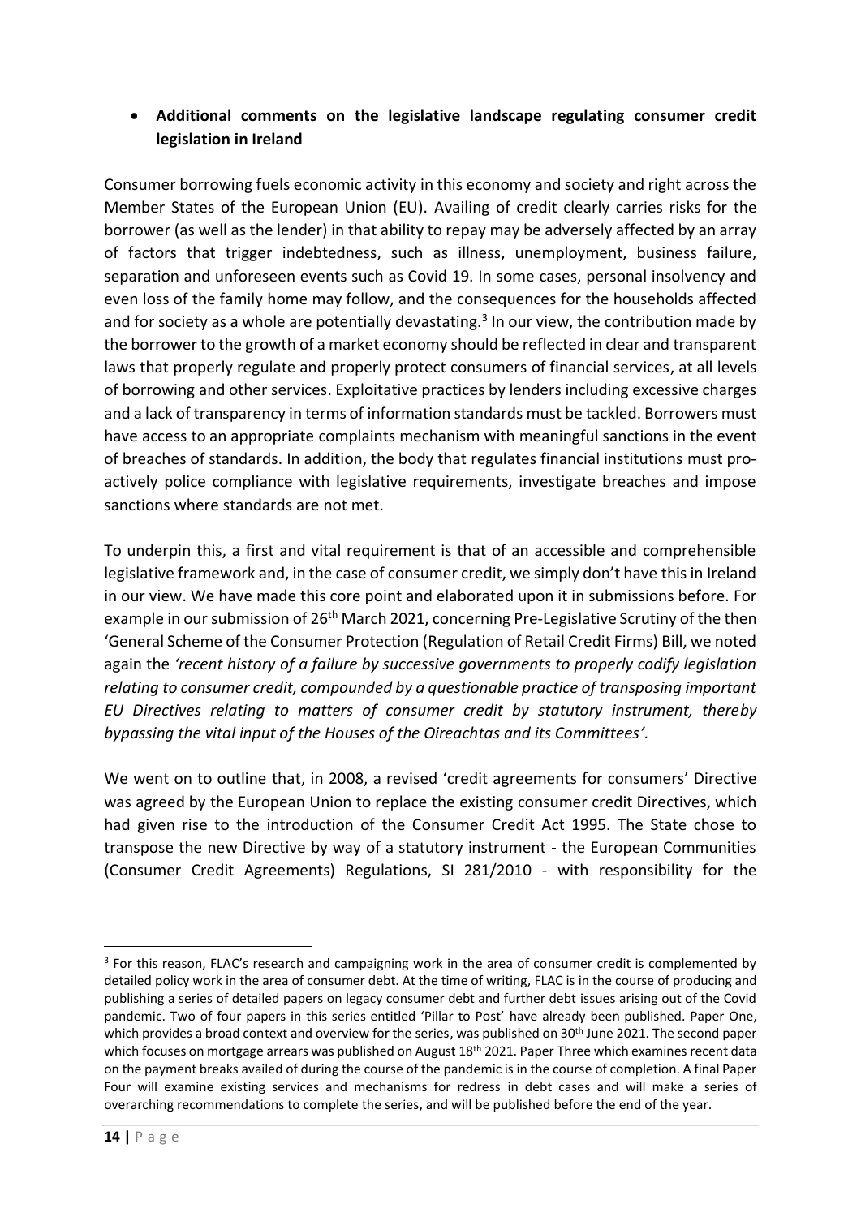- **Additional comments on the legislative landscape regulating consumer credit legislation in Ireland**

Consumer borrowing fuels economic activity in this economy and society and right across the Member States of the European Union (EU). Availing of credit clearly carries risks for the borrower (as well as the lender) in that ability to repay may be adversely affected by an array of factors that trigger indebtedness, such as illness, unemployment, business failure, separation and unforeseen events such as Covid 19. In some cases, personal insolvency and even loss of the family home may follow, and the consequences for the households affected and for society as a whole are potentially devastating.[3] In our view, the contribution made by the borrower to the growth of a market economy should be reflected in clear and transparent laws that properly regulate and properly protect consumers of financial services, at all levels of borrowing and other services. Exploitative practices by lenders including excessive charges and a lack of transparency in terms of information standards must be tackled. Borrowers must have access to an appropriate complaints mechanism with meaningful sanctions in the event of breaches of standards. In addition, the body that regulates financial institutions must pro-actively police compliance with legislative requirements, investigate breaches and impose sanctions where standards are not met.

To underpin this, a first and vital requirement is that of an accessible and comprehensible legislative framework and, in the case of consumer credit, we simply don't have this in Ireland in our view. We have made this core point and elaborated upon it in submissions before. For example in our submission of 26th March 2021, concerning Pre-Legislative Scrutiny of the then 'General Scheme of the Consumer Protection (Regulation of Retail Credit Firms) Bill, we noted again the *'recent history of a failure by successive governments to properly codify legislation relating to consumer credit, compounded by a questionable practice of transposing important EU Directives relating to matters of consumer credit by statutory instrument, thereby bypassing the vital input of the Houses of the Oireachtas and its Committees'.*

We went on to outline that, in 2008, a revised 'credit agreements for consumers' Directive was agreed by the European Union to replace the existing consumer credit Directives, which had given rise to the introduction of the Consumer Credit Act 1995. The State chose to transpose the new Directive by way of a statutory instrument - the European Communities (Consumer Credit Agreements) Regulations, SI 281/2010 - with responsibility for the

---

[3] For this reason, FLAC's research and campaigning work in the area of consumer credit is complemented by detailed policy work in the area of consumer debt. At the time of writing, FLAC is in the course of producing and publishing a series of detailed papers on legacy consumer debt and further debt issues arising out of the Covid pandemic. Two of four papers in this series entitled 'Pillar to Post' have already been published. Paper One, which provides a broad context and overview for the series, was published on 30th June 2021. The second paper which focuses on mortgage arrears was published on August 18th 2021. Paper Three which examines recent data on the payment breaks availed of during the course of the pandemic is in the course of completion. A final Paper Four will examine existing services and mechanisms for redress in debt cases and will make a series of overarching recommendations to complete the series, and will be published before the end of the year.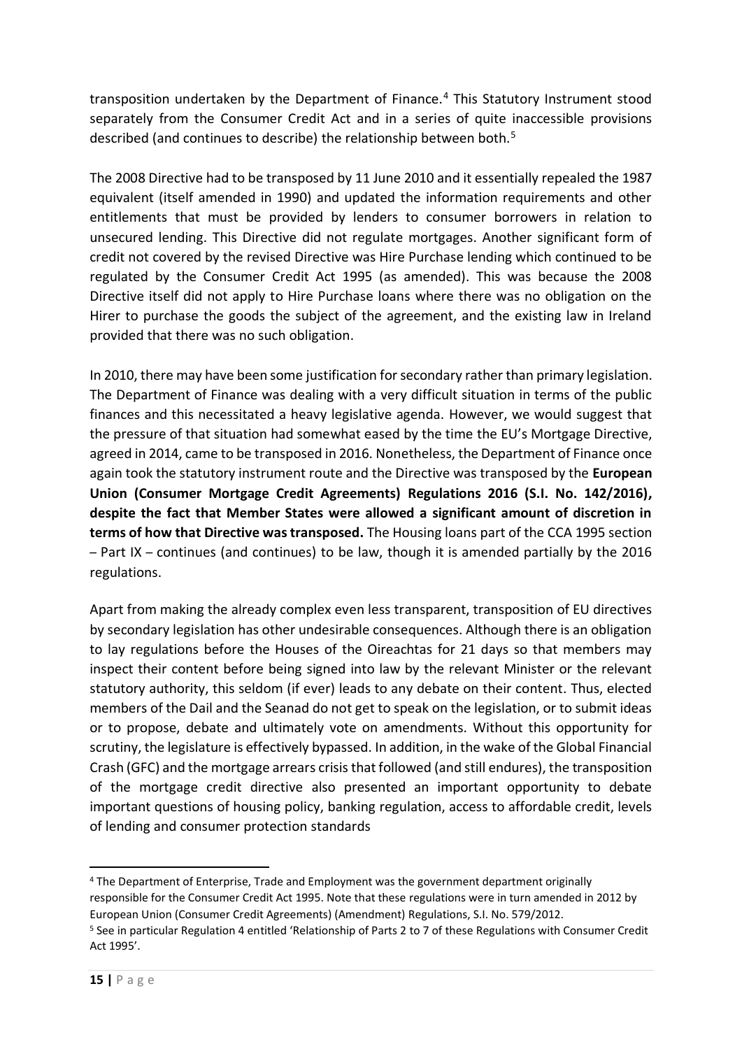transposition undertaken by the Department of Finance.[4] This Statutory Instrument stood separately from the Consumer Credit Act and in a series of quite inaccessible provisions described (and continues to describe) the relationship between both.[5]

The 2008 Directive had to be transposed by 11 June 2010 and it essentially repealed the 1987 equivalent (itself amended in 1990) and updated the information requirements and other entitlements that must be provided by lenders to consumer borrowers in relation to unsecured lending. This Directive did not regulate mortgages. Another significant form of credit not covered by the revised Directive was Hire Purchase lending which continued to be regulated by the Consumer Credit Act 1995 (as amended). This was because the 2008 Directive itself did not apply to Hire Purchase loans where there was no obligation on the Hirer to purchase the goods the subject of the agreement, and the existing law in Ireland provided that there was no such obligation.

In 2010, there may have been some justification for secondary rather than primary legislation. The Department of Finance was dealing with a very difficult situation in terms of the public finances and this necessitated a heavy legislative agenda. However, we would suggest that the pressure of that situation had somewhat eased by the time the EU's Mortgage Directive, agreed in 2014, came to be transposed in 2016. Nonetheless, the Department of Finance once again took the statutory instrument route and the Directive was transposed by the **European Union (Consumer Mortgage Credit Agreements) Regulations 2016 (S.I. No. 142/2016), despite the fact that Member States were allowed a significant amount of discretion in terms of how that Directive was transposed.** The Housing loans part of the CCA 1995 section – Part IX – continues (and continues) to be law, though it is amended partially by the 2016 regulations.

Apart from making the already complex even less transparent, transposition of EU directives by secondary legislation has other undesirable consequences. Although there is an obligation to lay regulations before the Houses of the Oireachtas for 21 days so that members may inspect their content before being signed into law by the relevant Minister or the relevant statutory authority, this seldom (if ever) leads to any debate on their content. Thus, elected members of the Dail and the Seanad do not get to speak on the legislation, or to submit ideas or to propose, debate and ultimately vote on amendments. Without this opportunity for scrutiny, the legislature is effectively bypassed. In addition, in the wake of the Global Financial Crash (GFC) and the mortgage arrears crisis that followed (and still endures), the transposition of the mortgage credit directive also presented an important opportunity to debate important questions of housing policy, banking regulation, access to affordable credit, levels of lending and consumer protection standards

---

[4] The Department of Enterprise, Trade and Employment was the government department originally responsible for the Consumer Credit Act 1995. Note that these regulations were in turn amended in 2012 by European Union (Consumer Credit Agreements) (Amendment) Regulations, S.I. No. 579/2012.

[5] See in particular Regulation 4 entitled 'Relationship of Parts 2 to 7 of these Regulations with Consumer Credit Act 1995'.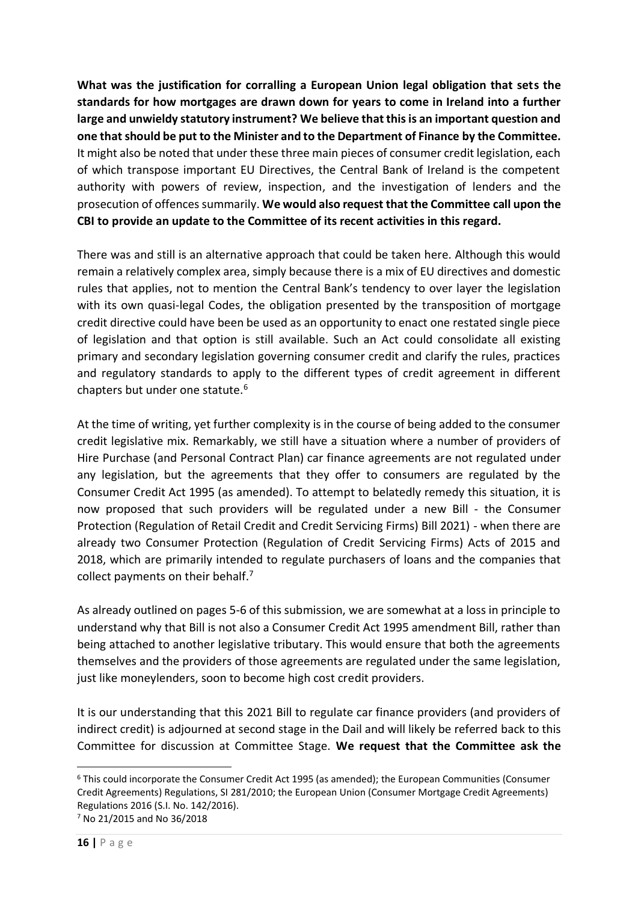**What was the justification for corralling a European Union legal obligation that sets the standards for how mortgages are drawn down for years to come in Ireland into a further large and unwieldy statutory instrument? We believe that this is an important question and one that should be put to the Minister and to the Department of Finance by the Committee.** It might also be noted that under these three main pieces of consumer credit legislation, each of which transpose important EU Directives, the Central Bank of Ireland is the competent authority with powers of review, inspection, and the investigation of lenders and the prosecution of offences summarily. **We would also request that the Committee call upon the CBI to provide an update to the Committee of its recent activities in this regard.**

There was and still is an alternative approach that could be taken here. Although this would remain a relatively complex area, simply because there is a mix of EU directives and domestic rules that applies, not to mention the Central Bank's tendency to over layer the legislation with its own quasi-legal Codes, the obligation presented by the transposition of mortgage credit directive could have been be used as an opportunity to enact one restated single piece of legislation and that option is still available. Such an Act could consolidate all existing primary and secondary legislation governing consumer credit and clarify the rules, practices and regulatory standards to apply to the different types of credit agreement in different chapters but under one statute.[6]

At the time of writing, yet further complexity is in the course of being added to the consumer credit legislative mix. Remarkably, we still have a situation where a number of providers of Hire Purchase (and Personal Contract Plan) car finance agreements are not regulated under any legislation, but the agreements that they offer to consumers are regulated by the Consumer Credit Act 1995 (as amended). To attempt to belatedly remedy this situation, it is now proposed that such providers will be regulated under a new Bill - the Consumer Protection (Regulation of Retail Credit and Credit Servicing Firms) Bill 2021) - when there are already two Consumer Protection (Regulation of Credit Servicing Firms) Acts of 2015 and 2018, which are primarily intended to regulate purchasers of loans and the companies that collect payments on their behalf.[7]

As already outlined on pages 5-6 of this submission, we are somewhat at a loss in principle to understand why that Bill is not also a Consumer Credit Act 1995 amendment Bill, rather than being attached to another legislative tributary. This would ensure that both the agreements themselves and the providers of those agreements are regulated under the same legislation, just like moneylenders, soon to become high cost credit providers.

It is our understanding that this 2021 Bill to regulate car finance providers (and providers of indirect credit) is adjourned at second stage in the Dail and will likely be referred back to this Committee for discussion at Committee Stage. **We request that the Committee ask the**

[6] This could incorporate the Consumer Credit Act 1995 (as amended); the European Communities (Consumer Credit Agreements) Regulations, SI 281/2010; the European Union (Consumer Mortgage Credit Agreements) Regulations 2016 (S.I. No. 142/2016).

[7] No 21/2015 and No 36/2018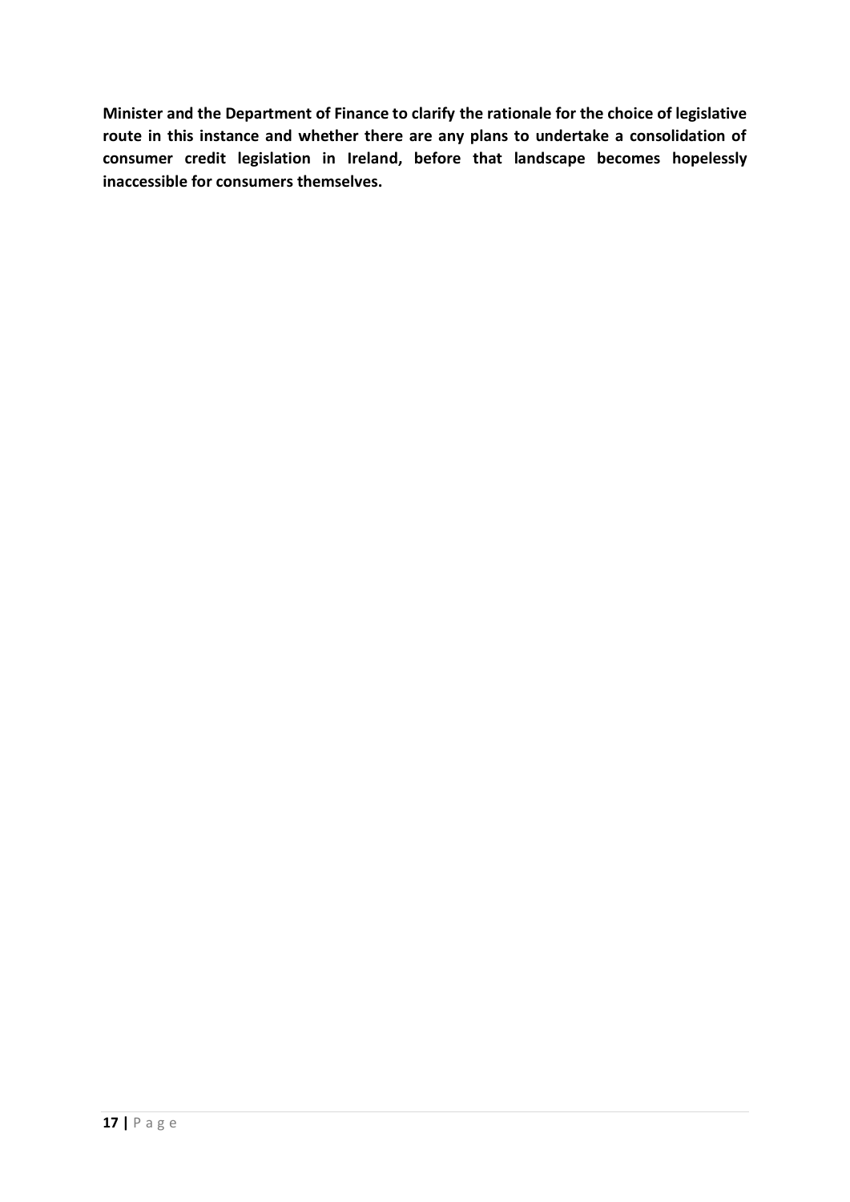**Minister and the Department of Finance to clarify the rationale for the choice of legislative route in this instance and whether there are any plans to undertake a consolidation of consumer credit legislation in Ireland, before that landscape becomes hopelessly inaccessible for consumers themselves.**